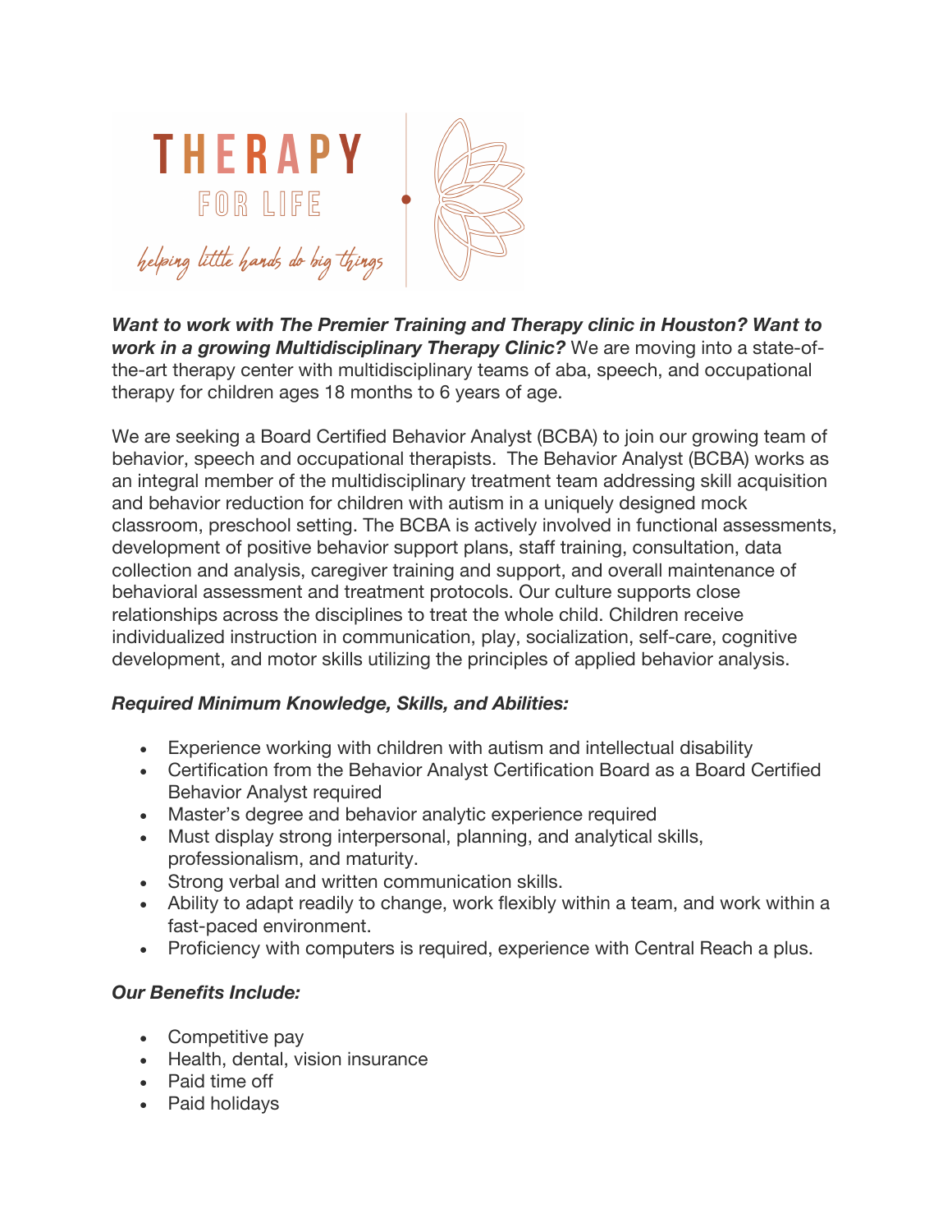THERAPY

FOR LIFE

helping little hands do big things

***Want to work with The Premier Training and Therapy clinic in Houston? Want to work in a growing Multidisciplinary Therapy Clinic?*** We are moving into a state-of-the-art therapy center with multidisciplinary teams of aba, speech, and occupational therapy for children ages 18 months to 6 years of age.

We are seeking a Board Certified Behavior Analyst (BCBA) to join our growing team of behavior, speech and occupational therapists. The Behavior Analyst (BCBA) works as an integral member of the multidisciplinary treatment team addressing skill acquisition and behavior reduction for children with autism in a uniquely designed mock classroom, preschool setting. The BCBA is actively involved in functional assessments, development of positive behavior support plans, staff training, consultation, data collection and analysis, caregiver training and support, and overall maintenance of behavioral assessment and treatment protocols. Our culture supports close relationships across the disciplines to treat the whole child. Children receive individualized instruction in communication, play, socialization, self-care, cognitive development, and motor skills utilizing the principles of applied behavior analysis.

***Required Minimum Knowledge, Skills, and Abilities:***

- Experience working with children with autism and intellectual disability
- Certification from the Behavior Analyst Certification Board as a Board Certified Behavior Analyst required
- Master's degree and behavior analytic experience required
- Must display strong interpersonal, planning, and analytical skills, professionalism, and maturity.
- Strong verbal and written communication skills.
- Ability to adapt readily to change, work flexibly within a team, and work within a fast-paced environment.
- Proficiency with computers is required, experience with Central Reach a plus.

***Our Benefits Include:***

- Competitive pay
- Health, dental, vision insurance
- Paid time off
- Paid holidays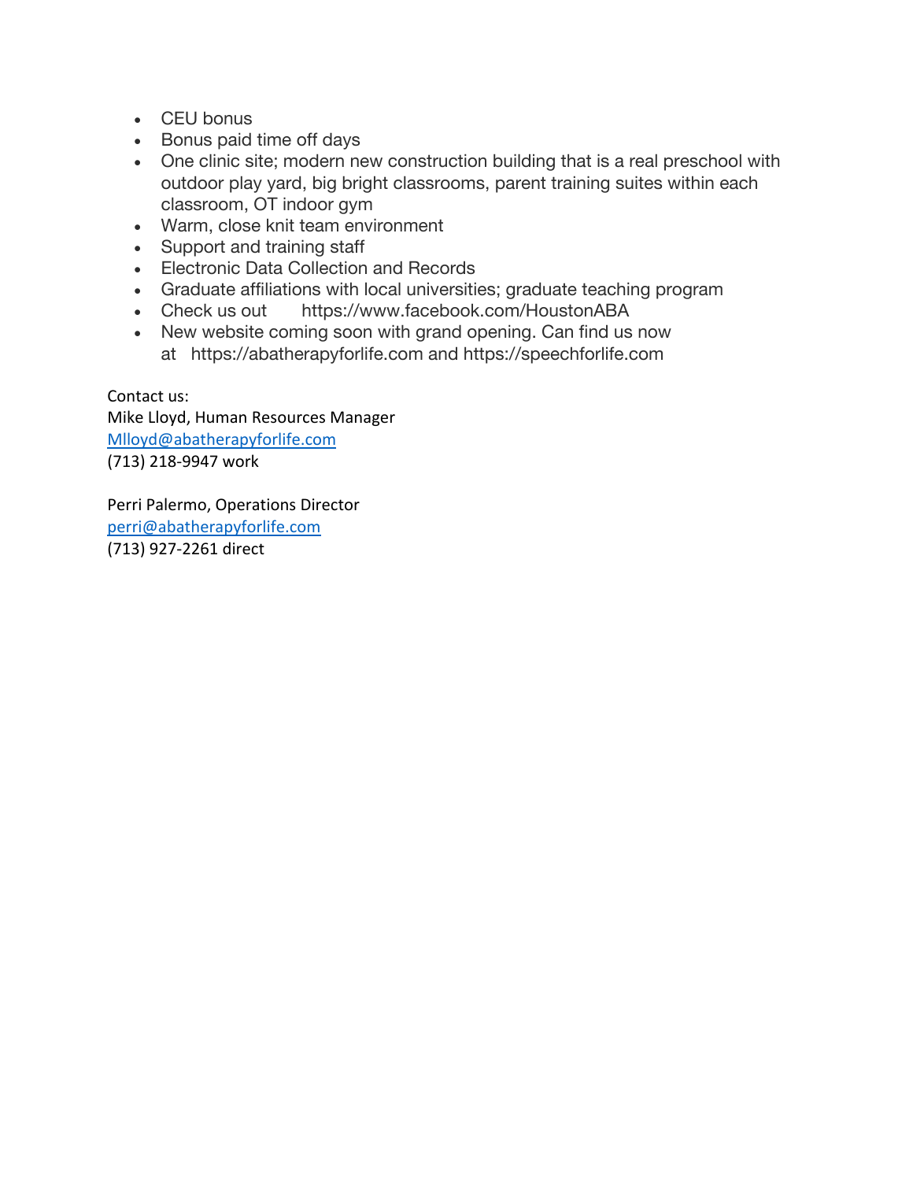- CEU bonus
- Bonus paid time off days
- One clinic site; modern new construction building that is a real preschool with outdoor play yard, big bright classrooms, parent training suites within each classroom, OT indoor gym
- Warm, close knit team environment
- Support and training staff
- Electronic Data Collection and Records
- Graduate affiliations with local universities; graduate teaching program
- Check us out https://www.facebook.com/HoustonABA
- New website coming soon with grand opening. Can find us now at https://abatherapyforlife.com and https://speechforlife.com

Contact us:
Mike Lloyd, Human Resources Manager
Mlloyd@abatherapyforlife.com
(713) 218-9947 work

Perri Palermo, Operations Director
perri@abatherapyforlife.com
(713) 927-2261 direct